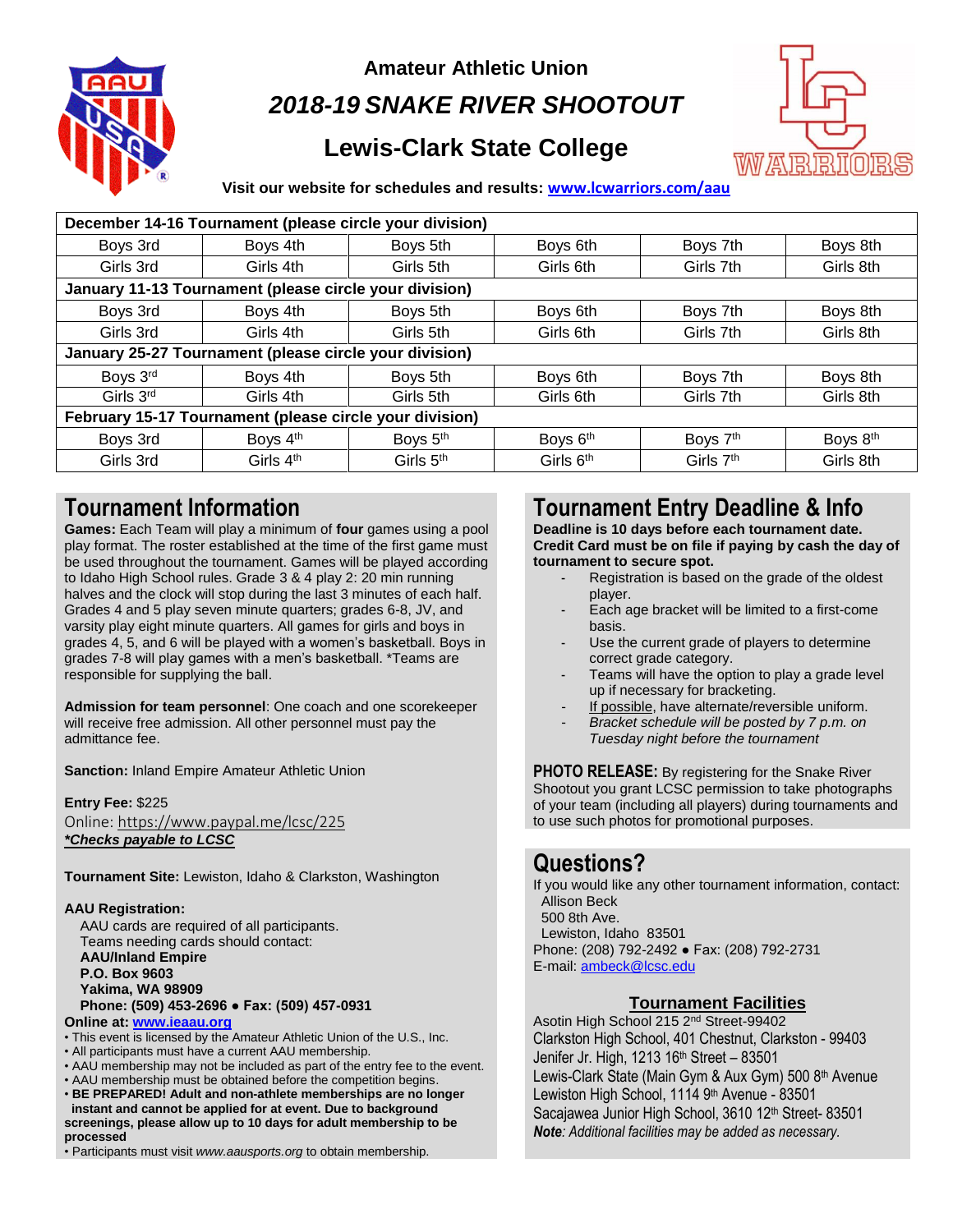**Amateur Athletic Union**

# *2018-19 SNAKE RIVER SHOOTOUT*

## Lewis-Clark State College

**Visit our website for schedules and results: www.lcwarriors.com/aau**

| **December 14-16 Tournament (please circle your division)** | | | | | |
|---|---|---|---|---|---|
| Boys 3rd | Boys 4th | Boys 5th | Boys 6th | Boys 7th | Boys 8th |
| Girls 3rd | Girls 4th | Girls 5th | Girls 6th | Girls 7th | Girls 8th |
| **January 11-13 Tournament (please circle your division)** | | | | | |
| Boys 3rd | Boys 4th | Boys 5th | Boys 6th | Boys 7th | Boys 8th |
| Girls 3rd | Girls 4th | Girls 5th | Girls 6th | Girls 7th | Girls 8th |
| **January 25-27 Tournament (please circle your division)** | | | | | |
| Boys 3rd | Boys 4th | Boys 5th | Boys 6th | Boys 7th | Boys 8th |
| Girls 3rd | Girls 4th | Girls 5th | Girls 6th | Girls 7th | Girls 8th |
| **February 15-17 Tournament (please circle your division)** | | | | | |
| Boys 3rd | Boys 4th | Boys 5th | Boys 6th | Boys 7th | Boys 8th |
| Girls 3rd | Girls 4th | Girls 5th | Girls 6th | Girls 7th | Girls 8th |

## Tournament Information

**Games:** Each Team will play a minimum of **four** games using a pool play format. The roster established at the time of the first game must be used throughout the tournament. Games will be played according to Idaho High School rules. Grade 3 & 4 play 2: 20 min running halves and the clock will stop during the last 3 minutes of each half. Grades 4 and 5 play seven minute quarters; grades 6-8, JV, and varsity play eight minute quarters. All games for girls and boys in grades 4, 5, and 6 will be played with a women's basketball. Boys in grades 7-8 will play games with a men's basketball. *Teams are responsible for supplying the ball.

**Admission for team personnel**: One coach and one scorekeeper will receive free admission. All other personnel must pay the admittance fee.

**Sanction:** Inland Empire Amateur Athletic Union

**Entry Fee:** $225
Online: https://www.paypal.me/lcsc/225
***\*Checks payable to LCSC***

**Tournament Site:** Lewiston, Idaho & Clarkston, Washington

**AAU Registration:**
AAU cards are required of all participants.
Teams needing cards should contact:
**AAU/Inland Empire**
**P.O. Box 9603**
**Yakima, WA 98909**
**Phone: (509) 453-2696 ● Fax: (509) 457-0931**
**Online at: www.ieaau.org**

- This event is licensed by the Amateur Athletic Union of the U.S., Inc.
- All participants must have a current AAU membership.
- AAU membership may not be included as part of the entry fee to the event.
- AAU membership must be obtained before the competition begins.
- **BE PREPARED! Adult and non-athlete memberships are no longer instant and cannot be applied for at event. Due to background screenings, please allow up to 10 days for adult membership to be processed**
- Participants must visit *www.aausports.org* to obtain membership.

## Tournament Entry Deadline & Info

**Deadline is 10 days before each tournament date. Credit Card must be on file if paying by cash the day of tournament to secure spot.**

- Registration is based on the grade of the oldest player.
- Each age bracket will be limited to a first-come basis.
- Use the current grade of players to determine correct grade category.
- Teams will have the option to play a grade level up if necessary for bracketing.
- If possible, have alternate/reversible uniform.
- *Bracket schedule will be posted by 7 p.m. on Tuesday night before the tournament*

**PHOTO RELEASE:** By registering for the Snake River Shootout you grant LCSC permission to take photographs of your team (including all players) during tournaments and to use such photos for promotional purposes.

## Questions?

If you would like any other tournament information, contact:
Allison Beck
500 8th Ave.
Lewiston, Idaho 83501
Phone: (208) 792-2492 ● Fax: (208) 792-2731
E-mail: ambeck@lcsc.edu

### Tournament Facilities

Asotin High School 215 2nd Street-99402
Clarkston High School, 401 Chestnut, Clarkston - 99403
Jenifer Jr. High, 1213 16th Street – 83501
Lewis-Clark State (Main Gym & Aux Gym) 500 8th Avenue
Lewiston High School, 1114 9th Avenue - 83501
Sacajawea Junior High School, 3610 12th Street- 83501
***Note**: Additional facilities may be added as necessary.*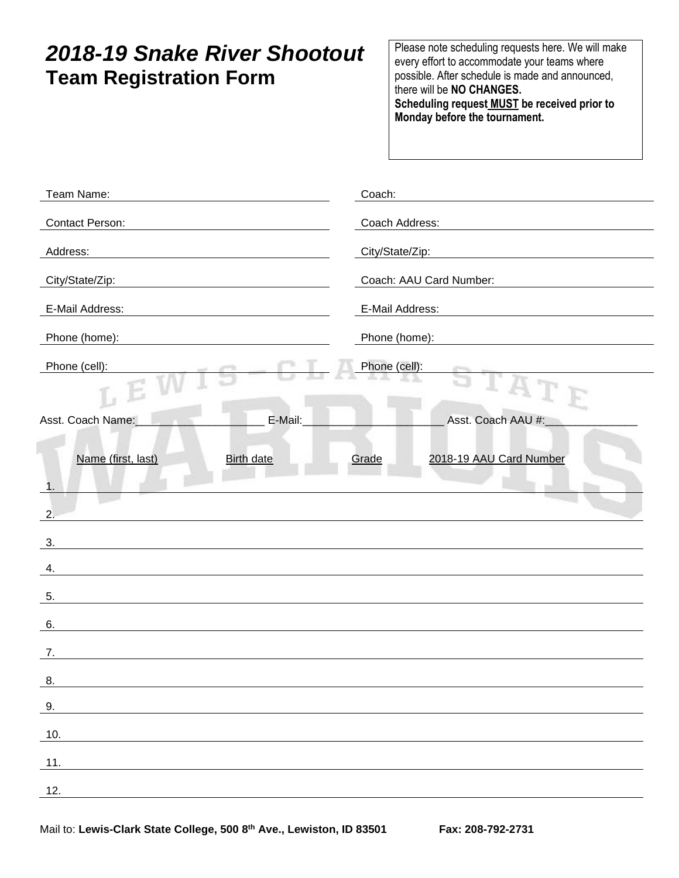# *2018-19 Snake River Shootout*
## Team Registration Form

Please note scheduling requests here. We will make every effort to accommodate your teams where possible. After schedule is made and announced, there will be **NO CHANGES.**
**Scheduling request MUST be received prior to Monday before the tournament.**

Team Name: ______________________

Contact Person: ______________________

Address: ______________________

City/State/Zip: ______________________

E-Mail Address: ______________________

Phone (home): ______________________

Phone (cell): ______________________

Coach: ______________________

Coach Address: ______________________

City/State/Zip: ______________________

Coach: AAU Card Number: ______________________

E-Mail Address: ______________________

Phone (home): ______________________

Phone (cell): ______________________

Asst. Coach Name:____________________ E-Mail:______________________ Asst. Coach AAU #:_______________

| | Name (first, last) | Birth date | Grade | 2018-19 AAU Card Number |
|---|---|---|---|---|
| 1. | | | | |
| 2. | | | | |
| 3. | | | | |
| 4. | | | | |
| 5. | | | | |
| 6. | | | | |
| 7. | | | | |
| 8. | | | | |
| 9. | | | | |
| 10. | | | | |
| 11. | | | | |
| 12. | | | | |

Mail to: **Lewis-Clark State College, 500 8th Ave., Lewiston, ID 83501** **Fax: 208-792-2731**